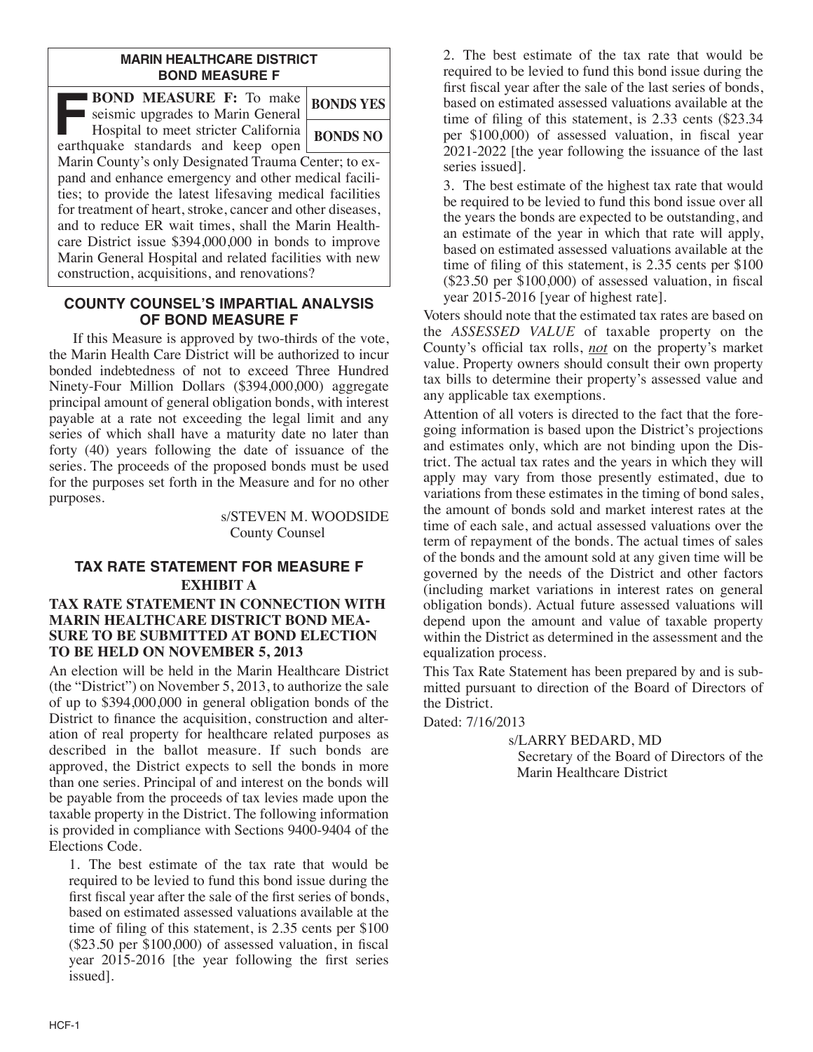## MARIN HEALTHCARE DISTRICT BOND MEASURE F

| | |
|---|---|
| **F BOND MEASURE F:** To make seismic upgrades to Marin General Hospital to meet stricter California earthquake standards and keep open Marin County's only Designated Trauma Center; to expand and enhance emergency and other medical facilities; to provide the latest lifesaving medical facilities for treatment of heart, stroke, cancer and other diseases, and to reduce ER wait times, shall the Marin Healthcare District issue $394,000,000 in bonds to improve Marin General Hospital and related facilities with new construction, acquisitions, and renovations? | **BONDS YES** / **BONDS NO** |

## COUNTY COUNSEL'S IMPARTIAL ANALYSIS OF BOND MEASURE F

If this Measure is approved by two-thirds of the vote, the Marin Health Care District will be authorized to incur bonded indebtedness of not to exceed Three Hundred Ninety-Four Million Dollars ($394,000,000) aggregate principal amount of general obligation bonds, with interest payable at a rate not exceeding the legal limit and any series of which shall have a maturity date no later than forty (40) years following the date of issuance of the series. The proceeds of the proposed bonds must be used for the purposes set forth in the Measure and for no other purposes.

s/STEVEN M. WOODSIDE
County Counsel

## TAX RATE STATEMENT FOR MEASURE F

### EXHIBIT A

### TAX RATE STATEMENT IN CONNECTION WITH MARIN HEALTHCARE DISTRICT BOND MEASURE TO BE SUBMITTED AT BOND ELECTION TO BE HELD ON NOVEMBER 5, 2013

An election will be held in the Marin Healthcare District (the "District") on November 5, 2013, to authorize the sale of up to $394,000,000 in general obligation bonds of the District to finance the acquisition, construction and alteration of real property for healthcare related purposes as described in the ballot measure. If such bonds are approved, the District expects to sell the bonds in more than one series. Principal of and interest on the bonds will be payable from the proceeds of tax levies made upon the taxable property in the District. The following information is provided in compliance with Sections 9400-9404 of the Elections Code.

1. The best estimate of the tax rate that would be required to be levied to fund this bond issue during the first fiscal year after the sale of the first series of bonds, based on estimated assessed valuations available at the time of filing of this statement, is 2.35 cents per $100 ($23.50 per $100,000) of assessed valuation, in fiscal year 2015-2016 [the year following the first series issued].

2. The best estimate of the tax rate that would be required to be levied to fund this bond issue during the first fiscal year after the sale of the last series of bonds, based on estimated assessed valuations available at the time of filing of this statement, is 2.33 cents ($23.34 per $100,000) of assessed valuation, in fiscal year 2021-2022 [the year following the issuance of the last series issued].

3. The best estimate of the highest tax rate that would be required to be levied to fund this bond issue over all the years the bonds are expected to be outstanding, and an estimate of the year in which that rate will apply, based on estimated assessed valuations available at the time of filing of this statement, is 2.35 cents per $100 ($23.50 per $100,000) of assessed valuation, in fiscal year 2015-2016 [year of highest rate].

Voters should note that the estimated tax rates are based on the *ASSESSED VALUE* of taxable property on the County's official tax rolls, *not* on the property's market value. Property owners should consult their own property tax bills to determine their property's assessed value and any applicable tax exemptions.

Attention of all voters is directed to the fact that the foregoing information is based upon the District's projections and estimates only, which are not binding upon the District. The actual tax rates and the years in which they will apply may vary from those presently estimated, due to variations from these estimates in the timing of bond sales, the amount of bonds sold and market interest rates at the time of each sale, and actual assessed valuations over the term of repayment of the bonds. The actual times of sales of the bonds and the amount sold at any given time will be governed by the needs of the District and other factors (including market variations in interest rates on general obligation bonds). Actual future assessed valuations will depend upon the amount and value of taxable property within the District as determined in the assessment and the equalization process.

This Tax Rate Statement has been prepared by and is submitted pursuant to direction of the Board of Directors of the District.

Dated: 7/16/2013

s/LARRY BEDARD, MD
Secretary of the Board of Directors of the Marin Healthcare District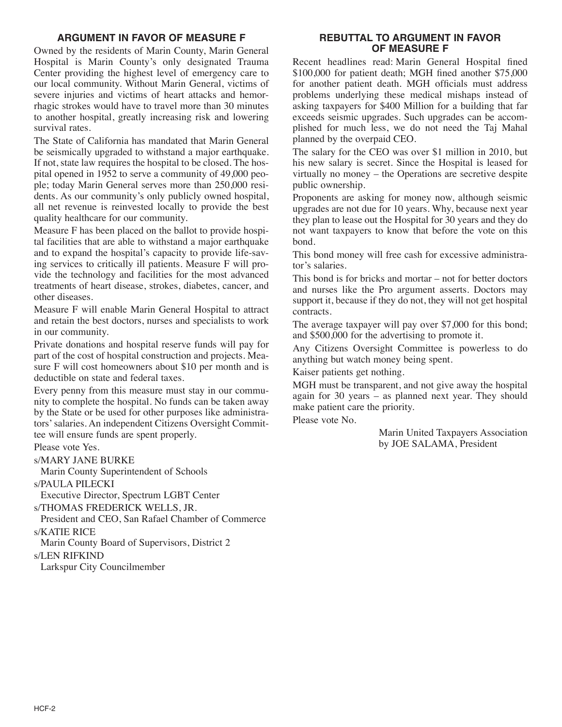## ARGUMENT IN FAVOR OF MEASURE F

Owned by the residents of Marin County, Marin General Hospital is Marin County's only designated Trauma Center providing the highest level of emergency care to our local community. Without Marin General, victims of severe injuries and victims of heart attacks and hemorrhagic strokes would have to travel more than 30 minutes to another hospital, greatly increasing risk and lowering survival rates.

The State of California has mandated that Marin General be seismically upgraded to withstand a major earthquake. If not, state law requires the hospital to be closed. The hospital opened in 1952 to serve a community of 49,000 people; today Marin General serves more than 250,000 residents. As our community's only publicly owned hospital, all net revenue is reinvested locally to provide the best quality healthcare for our community.

Measure F has been placed on the ballot to provide hospital facilities that are able to withstand a major earthquake and to expand the hospital's capacity to provide life-saving services to critically ill patients. Measure F will provide the technology and facilities for the most advanced treatments of heart disease, strokes, diabetes, cancer, and other diseases.

Measure F will enable Marin General Hospital to attract and retain the best doctors, nurses and specialists to work in our community.

Private donations and hospital reserve funds will pay for part of the cost of hospital construction and projects. Measure F will cost homeowners about $10 per month and is deductible on state and federal taxes.

Every penny from this measure must stay in our community to complete the hospital. No funds can be taken away by the State or be used for other purposes like administrators' salaries. An independent Citizens Oversight Committee will ensure funds are spent properly.

Please vote Yes.

s/MARY JANE BURKE
Marin County Superintendent of Schools

s/PAULA PILECKI
Executive Director, Spectrum LGBT Center

s/THOMAS FREDERICK WELLS, JR.
President and CEO, San Rafael Chamber of Commerce

s/KATIE RICE
Marin County Board of Supervisors, District 2

s/LEN RIFKIND
Larkspur City Councilmember

## REBUTTAL TO ARGUMENT IN FAVOR OF MEASURE F

Recent headlines read: Marin General Hospital fined $100,000 for patient death; MGH fined another $75,000 for another patient death. MGH officials must address problems underlying these medical mishaps instead of asking taxpayers for $400 Million for a building that far exceeds seismic upgrades. Such upgrades can be accomplished for much less, we do not need the Taj Mahal planned by the overpaid CEO.

The salary for the CEO was over $1 million in 2010, but his new salary is secret. Since the Hospital is leased for virtually no money – the Operations are secretive despite public ownership.

Proponents are asking for money now, although seismic upgrades are not due for 10 years. Why, because next year they plan to lease out the Hospital for 30 years and they do not want taxpayers to know that before the vote on this bond.

This bond money will free cash for excessive administrator's salaries.

This bond is for bricks and mortar – not for better doctors and nurses like the Pro argument asserts. Doctors may support it, because if they do not, they will not get hospital contracts.

The average taxpayer will pay over $7,000 for this bond; and $500,000 for the advertising to promote it.

Any Citizens Oversight Committee is powerless to do anything but watch money being spent.

Kaiser patients get nothing.

MGH must be transparent, and not give away the hospital again for 30 years – as planned next year. They should make patient care the priority.

Please vote No.

Marin United Taxpayers Association
by JOE SALAMA, President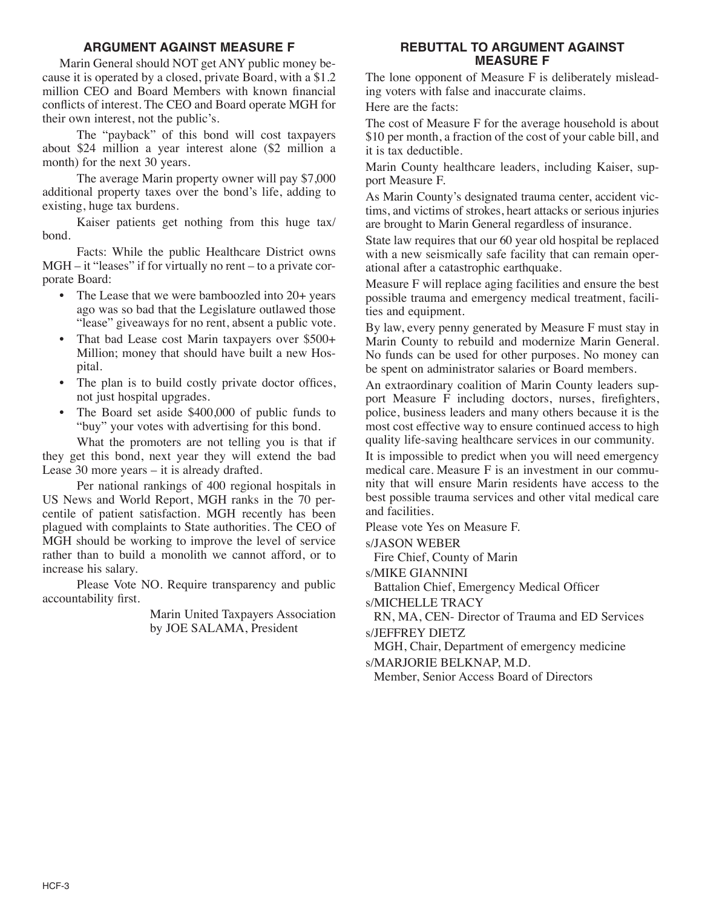## ARGUMENT AGAINST MEASURE F

Marin General should NOT get ANY public money because it is operated by a closed, private Board, with a $1.2 million CEO and Board Members with known financial conflicts of interest. The CEO and Board operate MGH for their own interest, not the public's.

The "payback" of this bond will cost taxpayers about $24 million a year interest alone ($2 million a month) for the next 30 years.

The average Marin property owner will pay $7,000 additional property taxes over the bond's life, adding to existing, huge tax burdens.

Kaiser patients get nothing from this huge tax/bond.

Facts: While the public Healthcare District owns MGH – it "leases" if for virtually no rent – to a private corporate Board:

- The Lease that we were bamboozled into 20+ years ago was so bad that the Legislature outlawed those "lease" giveaways for no rent, absent a public vote.
- That bad Lease cost Marin taxpayers over $500+ Million; money that should have built a new Hospital.
- The plan is to build costly private doctor offices, not just hospital upgrades.
- The Board set aside $400,000 of public funds to "buy" your votes with advertising for this bond.

What the promoters are not telling you is that if they get this bond, next year they will extend the bad Lease 30 more years – it is already drafted.

Per national rankings of 400 regional hospitals in US News and World Report, MGH ranks in the 70 percentile of patient satisfaction. MGH recently has been plagued with complaints to State authorities. The CEO of MGH should be working to improve the level of service rather than to build a monolith we cannot afford, or to increase his salary.

Please Vote NO. Require transparency and public accountability first.

Marin United Taxpayers Association
by JOE SALAMA, President

## REBUTTAL TO ARGUMENT AGAINST MEASURE F

The lone opponent of Measure F is deliberately misleading voters with false and inaccurate claims.

Here are the facts:

The cost of Measure F for the average household is about $10 per month, a fraction of the cost of your cable bill, and it is tax deductible.

Marin County healthcare leaders, including Kaiser, support Measure F.

As Marin County's designated trauma center, accident victims, and victims of strokes, heart attacks or serious injuries are brought to Marin General regardless of insurance.

State law requires that our 60 year old hospital be replaced with a new seismically safe facility that can remain operational after a catastrophic earthquake.

Measure F will replace aging facilities and ensure the best possible trauma and emergency medical treatment, facilities and equipment.

By law, every penny generated by Measure F must stay in Marin County to rebuild and modernize Marin General. No funds can be used for other purposes. No money can be spent on administrator salaries or Board members.

An extraordinary coalition of Marin County leaders support Measure F including doctors, nurses, firefighters, police, business leaders and many others because it is the most cost effective way to ensure continued access to high quality life-saving healthcare services in our community.

It is impossible to predict when you will need emergency medical care. Measure F is an investment in our community that will ensure Marin residents have access to the best possible trauma services and other vital medical care and facilities.

Please vote Yes on Measure F.

s/JASON WEBER
Fire Chief, County of Marin

s/MIKE GIANNINI
Battalion Chief, Emergency Medical Officer

s/MICHELLE TRACY
RN, MA, CEN- Director of Trauma and ED Services

s/JEFFREY DIETZ
MGH, Chair, Department of emergency medicine

s/MARJORIE BELKNAP, M.D.
Member, Senior Access Board of Directors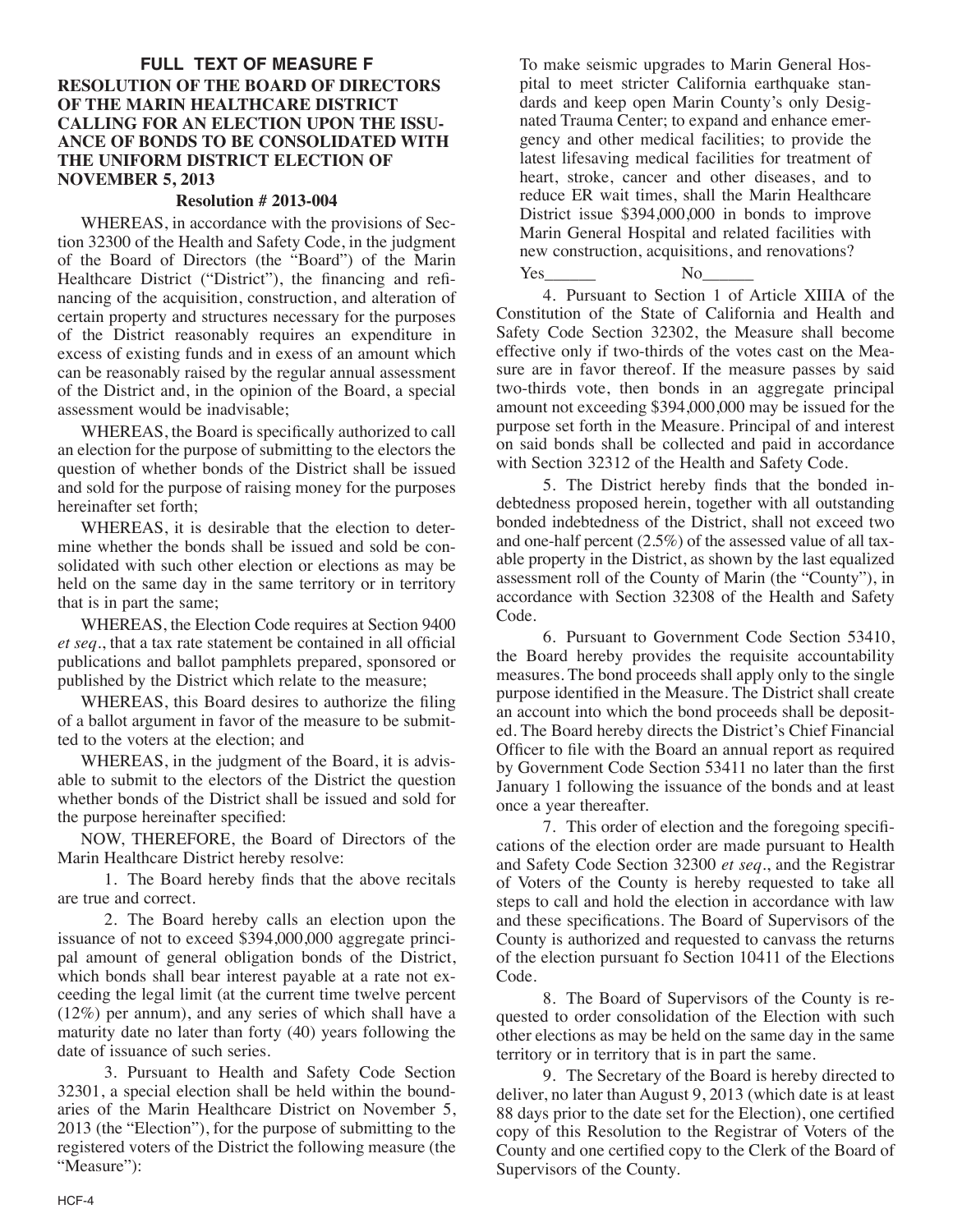## FULL TEXT OF MEASURE F

### RESOLUTION OF THE BOARD OF DIRECTORS OF THE MARIN HEALTHCARE DISTRICT CALLING FOR AN ELECTION UPON THE ISSUANCE OF BONDS TO BE CONSOLIDATED WITH THE UNIFORM DISTRICT ELECTION OF NOVEMBER 5, 2013

**Resolution # 2013-004**

WHEREAS, in accordance with the provisions of Section 32300 of the Health and Safety Code, in the judgment of the Board of Directors (the "Board") of the Marin Healthcare District ("District"), the financing and refinancing of the acquisition, construction, and alteration of certain property and structures necessary for the purposes of the District reasonably requires an expenditure in excess of existing funds and in exess of an amount which can be reasonably raised by the regular annual assessment of the District and, in the opinion of the Board, a special assessment would be inadvisable;

WHEREAS, the Board is specifically authorized to call an election for the purpose of submitting to the electors the question of whether bonds of the District shall be issued and sold for the purpose of raising money for the purposes hereinafter set forth;

WHEREAS, it is desirable that the election to determine whether the bonds shall be issued and sold be consolidated with such other election or elections as may be held on the same day in the same territory or in territory that is in part the same;

WHEREAS, the Election Code requires at Section 9400 *et seq*., that a tax rate statement be contained in all official publications and ballot pamphlets prepared, sponsored or published by the District which relate to the measure;

WHEREAS, this Board desires to authorize the filing of a ballot argument in favor of the measure to be submitted to the voters at the election; and

WHEREAS, in the judgment of the Board, it is advisable to submit to the electors of the District the question whether bonds of the District shall be issued and sold for the purpose hereinafter specified:

NOW, THEREFORE, the Board of Directors of the Marin Healthcare District hereby resolve:

1. The Board hereby finds that the above recitals are true and correct.

2. The Board hereby calls an election upon the issuance of not to exceed $394,000,000 aggregate principal amount of general obligation bonds of the District, which bonds shall bear interest payable at a rate not exceeding the legal limit (at the current time twelve percent (12%) per annum), and any series of which shall have a maturity date no later than forty (40) years following the date of issuance of such series.

3. Pursuant to Health and Safety Code Section 32301, a special election shall be held within the boundaries of the Marin Healthcare District on November 5, 2013 (the "Election"), for the purpose of submitting to the registered voters of the District the following measure (the "Measure"):

To make seismic upgrades to Marin General Hospital to meet stricter California earthquake standards and keep open Marin County's only Designated Trauma Center; to expand and enhance emergency and other medical facilities; to provide the latest lifesaving medical facilities for treatment of heart, stroke, cancer and other diseases, and to reduce ER wait times, shall the Marin Healthcare District issue $394,000,000 in bonds to improve Marin General Hospital and related facilities with new construction, acquisitions, and renovations?

Yes______ No______

4. Pursuant to Section 1 of Article XIIIA of the Constitution of the State of California and Health and Safety Code Section 32302, the Measure shall become effective only if two-thirds of the votes cast on the Measure are in favor thereof. If the measure passes by said two-thirds vote, then bonds in an aggregate principal amount not exceeding $394,000,000 may be issued for the purpose set forth in the Measure. Principal of and interest on said bonds shall be collected and paid in accordance with Section 32312 of the Health and Safety Code.

5. The District hereby finds that the bonded indebtedness proposed herein, together with all outstanding bonded indebtedness of the District, shall not exceed two and one-half percent (2.5%) of the assessed value of all taxable property in the District, as shown by the last equalized assessment roll of the County of Marin (the "County"), in accordance with Section 32308 of the Health and Safety Code.

6. Pursuant to Government Code Section 53410, the Board hereby provides the requisite accountability measures. The bond proceeds shall apply only to the single purpose identified in the Measure. The District shall create an account into which the bond proceeds shall be deposited. The Board hereby directs the District's Chief Financial Officer to file with the Board an annual report as required by Government Code Section 53411 no later than the first January 1 following the issuance of the bonds and at least once a year thereafter.

7. This order of election and the foregoing specifications of the election order are made pursuant to Health and Safety Code Section 32300 *et seq*., and the Registrar of Voters of the County is hereby requested to take all steps to call and hold the election in accordance with law and these specifications. The Board of Supervisors of the County is authorized and requested to canvass the returns of the election pursuant fo Section 10411 of the Elections Code.

8. The Board of Supervisors of the County is requested to order consolidation of the Election with such other elections as may be held on the same day in the same territory or in territory that is in part the same.

9. The Secretary of the Board is hereby directed to deliver, no later than August 9, 2013 (which date is at least 88 days prior to the date set for the Election), one certified copy of this Resolution to the Registrar of Voters of the County and one certified copy to the Clerk of the Board of Supervisors of the County.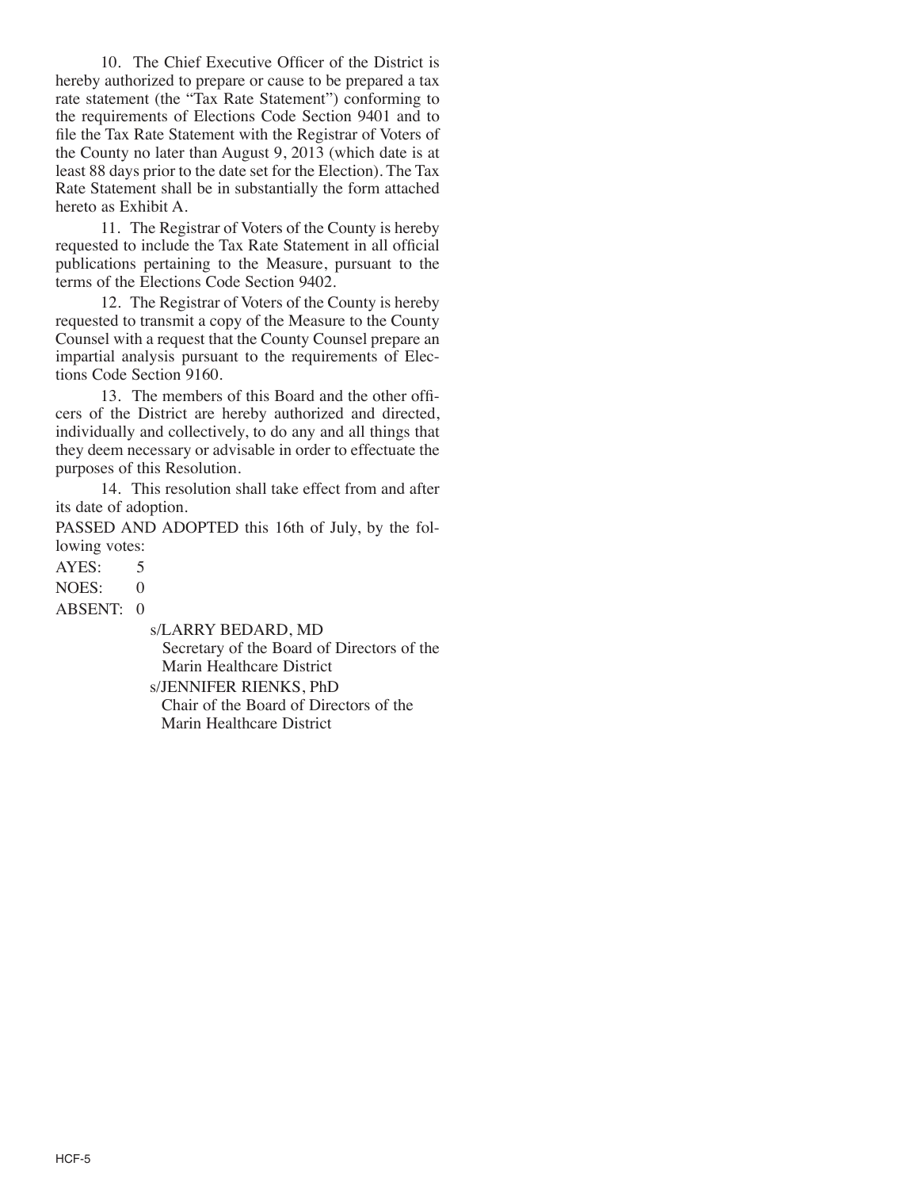10. The Chief Executive Officer of the District is hereby authorized to prepare or cause to be prepared a tax rate statement (the "Tax Rate Statement") conforming to the requirements of Elections Code Section 9401 and to file the Tax Rate Statement with the Registrar of Voters of the County no later than August 9, 2013 (which date is at least 88 days prior to the date set for the Election). The Tax Rate Statement shall be in substantially the form attached hereto as Exhibit A.

11. The Registrar of Voters of the County is hereby requested to include the Tax Rate Statement in all official publications pertaining to the Measure, pursuant to the terms of the Elections Code Section 9402.

12. The Registrar of Voters of the County is hereby requested to transmit a copy of the Measure to the County Counsel with a request that the County Counsel prepare an impartial analysis pursuant to the requirements of Elections Code Section 9160.

13. The members of this Board and the other officers of the District are hereby authorized and directed, individually and collectively, to do any and all things that they deem necessary or advisable in order to effectuate the purposes of this Resolution.

14. This resolution shall take effect from and after its date of adoption.

PASSED AND ADOPTED this 16th of July, by the following votes:

AYES: 5

NOES: 0

ABSENT: 0

s/LARRY BEDARD, MD
Secretary of the Board of Directors of the Marin Healthcare District

s/JENNIFER RIENKS, PhD
Chair of the Board of Directors of the Marin Healthcare District